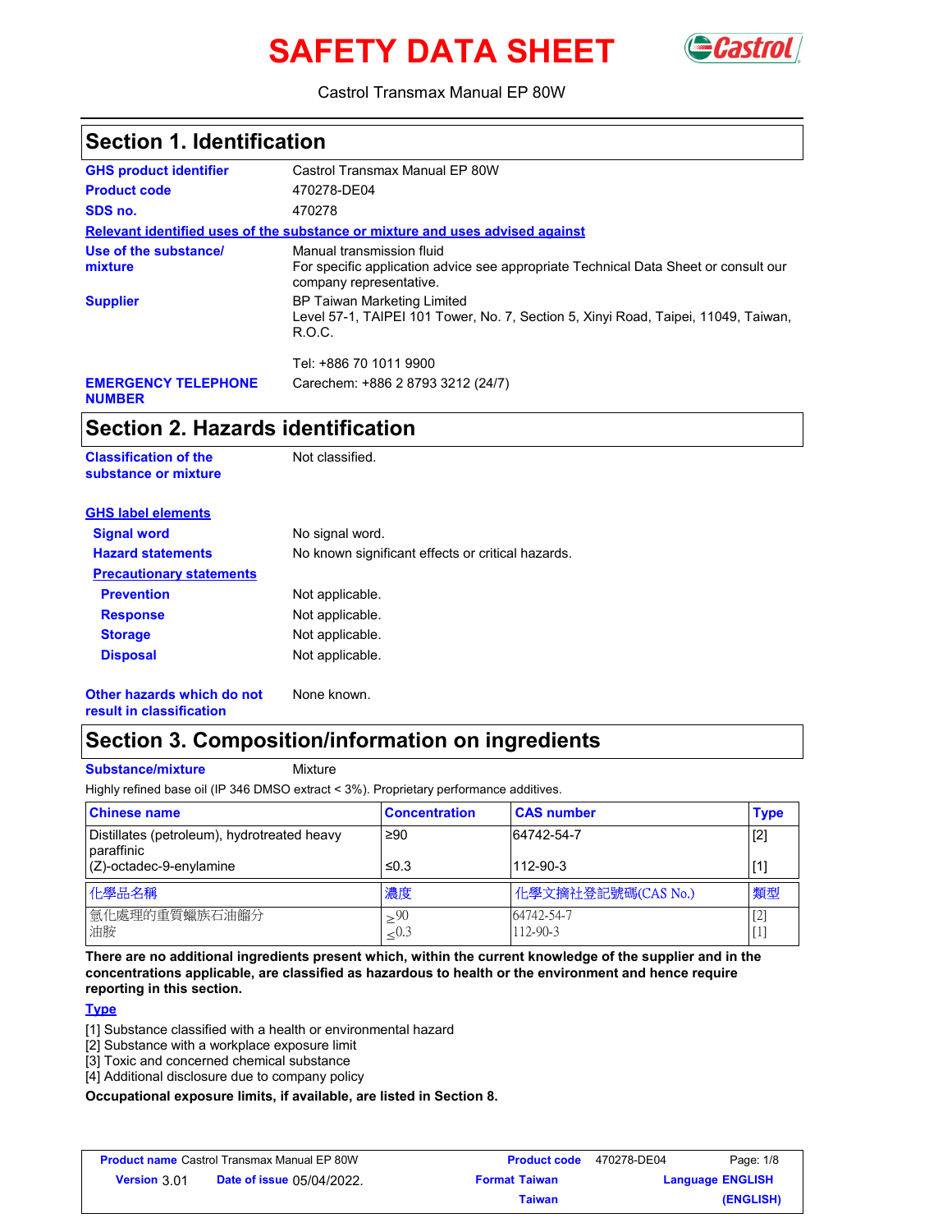# SAFETY DATA SHEET

Castrol Transmax Manual EP 80W

## Section 1. Identification

| | |
|---|---|
| **GHS product identifier** | Castrol Transmax Manual EP 80W |
| **Product code** | 470278-DE04 |
| **SDS no.** | 470278 |

**Relevant identified uses of the substance or mixture and uses advised against**

| | |
|---|---|
| **Use of the substance/ mixture** | Manual transmission fluid<br>For specific application advice see appropriate Technical Data Sheet or consult our company representative. |
| **Supplier** | BP Taiwan Marketing Limited<br>Level 57-1, TAIPEI 101 Tower, No. 7, Section 5, Xinyi Road, Taipei, 11049, Taiwan, R.O.C.<br><br>Tel: +886 70 1011 9900 |
| **EMERGENCY TELEPHONE NUMBER** | Carechem: +886 2 8793 3212 (24/7) |

## Section 2. Hazards identification

**Classification of the substance or mixture**: Not classified.

**GHS label elements**

| | |
|---|---|
| **Signal word** | No signal word. |
| **Hazard statements** | No known significant effects or critical hazards. |

**Precautionary statements**

| | |
|---|---|
| **Prevention** | Not applicable. |
| **Response** | Not applicable. |
| **Storage** | Not applicable. |
| **Disposal** | Not applicable. |

**Other hazards which do not result in classification**: None known.

## Section 3. Composition/information on ingredients

**Substance/mixture**: Mixture

Highly refined base oil (IP 346 DMSO extract < 3%). Proprietary performance additives.

| Chinese name | Concentration | CAS number | Type |
|---|---|---|---|
| Distillates (petroleum), hydrotreated heavy paraffinic | ≥90 | 64742-54-7 | [2] |
| (Z)-octadec-9-enylamine | ≤0.3 | 112-90-3 | [1] |

| 化學品名稱 | 濃度 | 化學文摘社登記號碼(CAS No.) | 類型 |
|---|---|---|---|
| 氫化處理的重質蠟族石油餾分 | ≥90 | 64742-54-7 | [2] |
| 油胺 | ≤0.3 | 112-90-3 | [1] |

**There are no additional ingredients present which, within the current knowledge of the supplier and in the concentrations applicable, are classified as hazardous to health or the environment and hence require reporting in this section.**

**Type**

[1] Substance classified with a health or environmental hazard
[2] Substance with a workplace exposure limit
[3] Toxic and concerned chemical substance
[4] Additional disclosure due to company policy

**Occupational exposure limits, if available, are listed in Section 8.**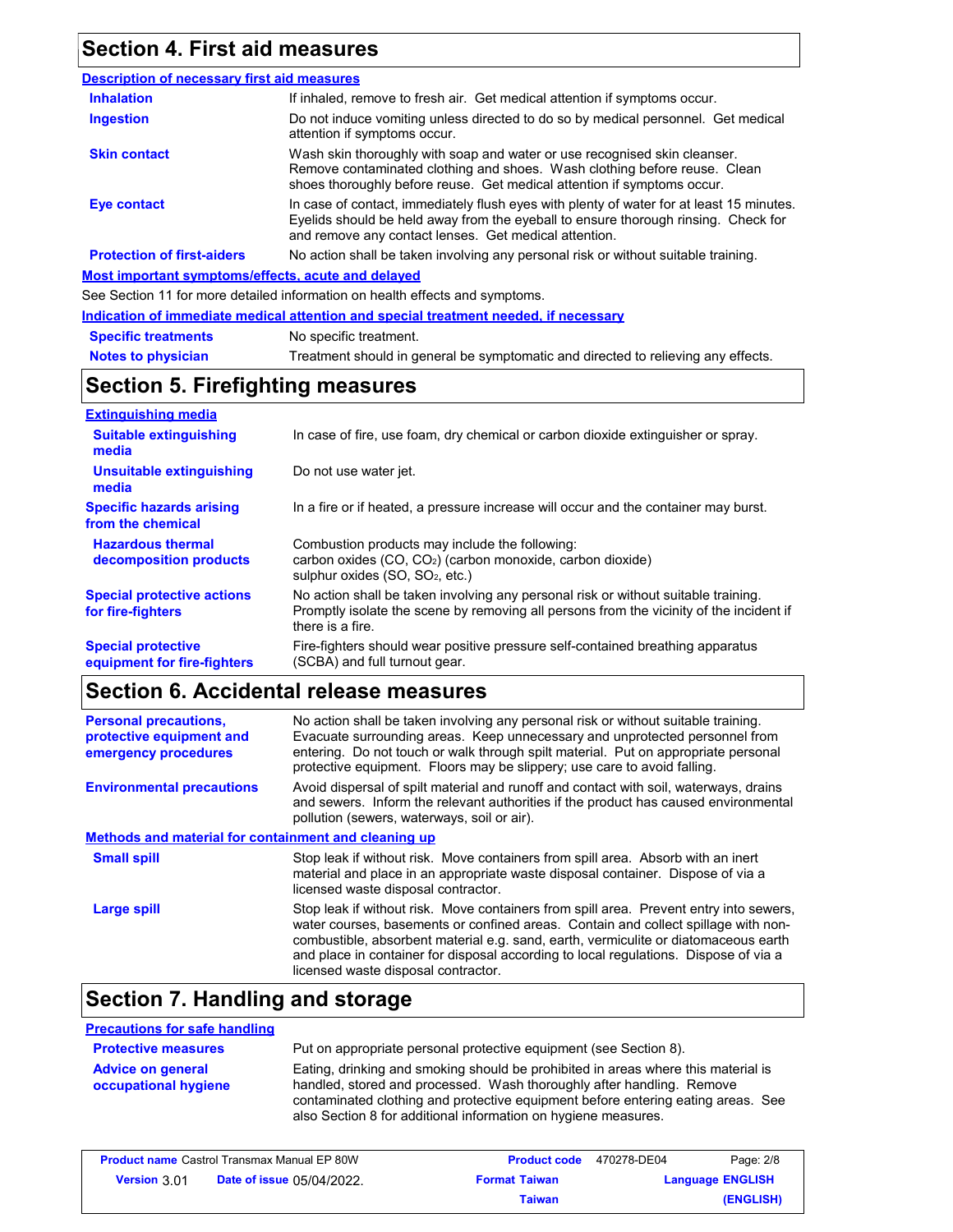## Section 4. First aid measures

### Description of necessary first aid measures

| | |
|---|---|
| **Inhalation** | If inhaled, remove to fresh air. Get medical attention if symptoms occur. |
| **Ingestion** | Do not induce vomiting unless directed to do so by medical personnel. Get medical attention if symptoms occur. |
| **Skin contact** | Wash skin thoroughly with soap and water or use recognised skin cleanser. Remove contaminated clothing and shoes. Wash clothing before reuse. Clean shoes thoroughly before reuse. Get medical attention if symptoms occur. |
| **Eye contact** | In case of contact, immediately flush eyes with plenty of water for at least 15 minutes. Eyelids should be held away from the eyeball to ensure thorough rinsing. Check for and remove any contact lenses. Get medical attention. |
| **Protection of first-aiders** | No action shall be taken involving any personal risk or without suitable training. |

### Most important symptoms/effects, acute and delayed

See Section 11 for more detailed information on health effects and symptoms.

### Indication of immediate medical attention and special treatment needed, if necessary

| | |
|---|---|
| **Specific treatments** | No specific treatment. |
| **Notes to physician** | Treatment should in general be symptomatic and directed to relieving any effects. |

## Section 5. Firefighting measures

### Extinguishing media

| | |
|---|---|
| **Suitable extinguishing media** | In case of fire, use foam, dry chemical or carbon dioxide extinguisher or spray. |
| **Unsuitable extinguishing media** | Do not use water jet. |
| **Specific hazards arising from the chemical** | In a fire or if heated, a pressure increase will occur and the container may burst. |
| **Hazardous thermal decomposition products** | Combustion products may include the following: carbon oxides (CO, $CO_2$) (carbon monoxide, carbon dioxide) sulphur oxides (SO, $SO_2$, etc.) |
| **Special protective actions for fire-fighters** | No action shall be taken involving any personal risk or without suitable training. Promptly isolate the scene by removing all persons from the vicinity of the incident if there is a fire. |
| **Special protective equipment for fire-fighters** | Fire-fighters should wear positive pressure self-contained breathing apparatus (SCBA) and full turnout gear. |

## Section 6. Accidental release measures

| | |
|---|---|
| **Personal precautions, protective equipment and emergency procedures** | No action shall be taken involving any personal risk or without suitable training. Evacuate surrounding areas. Keep unnecessary and unprotected personnel from entering. Do not touch or walk through spilt material. Put on appropriate personal protective equipment. Floors may be slippery; use care to avoid falling. |
| **Environmental precautions** | Avoid dispersal of spilt material and runoff and contact with soil, waterways, drains and sewers. Inform the relevant authorities if the product has caused environmental pollution (sewers, waterways, soil or air). |

### Methods and material for containment and cleaning up

| | |
|---|---|
| **Small spill** | Stop leak if without risk. Move containers from spill area. Absorb with an inert material and place in an appropriate waste disposal container. Dispose of via a licensed waste disposal contractor. |
| **Large spill** | Stop leak if without risk. Move containers from spill area. Prevent entry into sewers, water courses, basements or confined areas. Contain and collect spillage with non-combustible, absorbent material e.g. sand, earth, vermiculite or diatomaceous earth and place in container for disposal according to local regulations. Dispose of via a licensed waste disposal contractor. |

## Section 7. Handling and storage

### Precautions for safe handling

| | |
|---|---|
| **Protective measures** | Put on appropriate personal protective equipment (see Section 8). |
| **Advice on general occupational hygiene** | Eating, drinking and smoking should be prohibited in areas where this material is handled, stored and processed. Wash thoroughly after handling. Remove contaminated clothing and protective equipment before entering eating areas. See also Section 8 for additional information on hygiene measures. |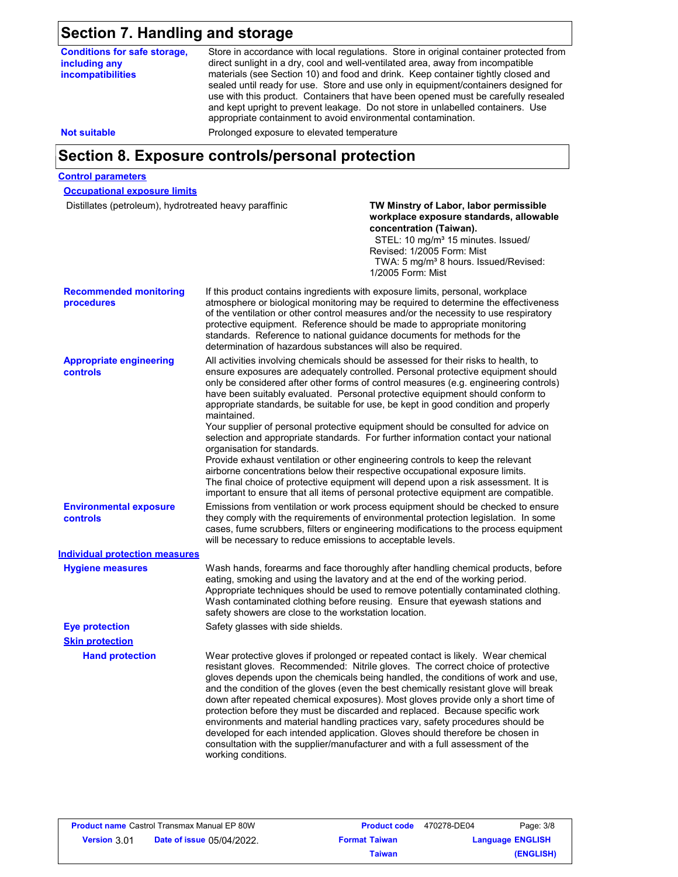## Section 7. Handling and storage

**Conditions for safe storage, including any incompatibilities**

Store in accordance with local regulations. Store in original container protected from direct sunlight in a dry, cool and well-ventilated area, away from incompatible materials (see Section 10) and food and drink. Keep container tightly closed and sealed until ready for use. Store and use only in equipment/containers designed for use with this product. Containers that have been opened must be carefully resealed and kept upright to prevent leakage. Do not store in unlabelled containers. Use appropriate containment to avoid environmental contamination.

**Not suitable**

Prolonged exposure to elevated temperature

## Section 8. Exposure controls/personal protection

### Control parameters

#### Occupational exposure limits

| | |
|---|---|
| Distillates (petroleum), hydrotreated heavy paraffinic | **TW Minstry of Labor, labor permissible workplace exposure standards, allowable concentration (Taiwan).**<br>STEL: 10 mg/m³ 15 minutes. Issued/Revised: 1/2005 Form: Mist<br>TWA: 5 mg/m³ 8 hours. Issued/Revised: 1/2005 Form: Mist |

**Recommended monitoring procedures**

If this product contains ingredients with exposure limits, personal, workplace atmosphere or biological monitoring may be required to determine the effectiveness of the ventilation or other control measures and/or the necessity to use respiratory protective equipment. Reference should be made to appropriate monitoring standards. Reference to national guidance documents for methods for the determination of hazardous substances will also be required.

**Appropriate engineering controls**

All activities involving chemicals should be assessed for their risks to health, to ensure exposures are adequately controlled. Personal protective equipment should only be considered after other forms of control measures (e.g. engineering controls) have been suitably evaluated. Personal protective equipment should conform to appropriate standards, be suitable for use, be kept in good condition and properly maintained.
Your supplier of personal protective equipment should be consulted for advice on selection and appropriate standards. For further information contact your national organisation for standards.
Provide exhaust ventilation or other engineering controls to keep the relevant airborne concentrations below their respective occupational exposure limits.
The final choice of protective equipment will depend upon a risk assessment. It is important to ensure that all items of personal protective equipment are compatible.

**Environmental exposure controls**

Emissions from ventilation or work process equipment should be checked to ensure they comply with the requirements of environmental protection legislation. In some cases, fume scrubbers, filters or engineering modifications to the process equipment will be necessary to reduce emissions to acceptable levels.

### Individual protection measures

**Hygiene measures**

Wash hands, forearms and face thoroughly after handling chemical products, before eating, smoking and using the lavatory and at the end of the working period. Appropriate techniques should be used to remove potentially contaminated clothing. Wash contaminated clothing before reusing. Ensure that eyewash stations and safety showers are close to the workstation location.

**Eye protection**

Safety glasses with side shields.

**Skin protection**

**Hand protection**

Wear protective gloves if prolonged or repeated contact is likely. Wear chemical resistant gloves. Recommended: Nitrile gloves. The correct choice of protective gloves depends upon the chemicals being handled, the conditions of work and use, and the condition of the gloves (even the best chemically resistant glove will break down after repeated chemical exposures). Most gloves provide only a short time of protection before they must be discarded and replaced. Because specific work environments and material handling practices vary, safety procedures should be developed for each intended application. Gloves should therefore be chosen in consultation with the supplier/manufacturer and with a full assessment of the working conditions.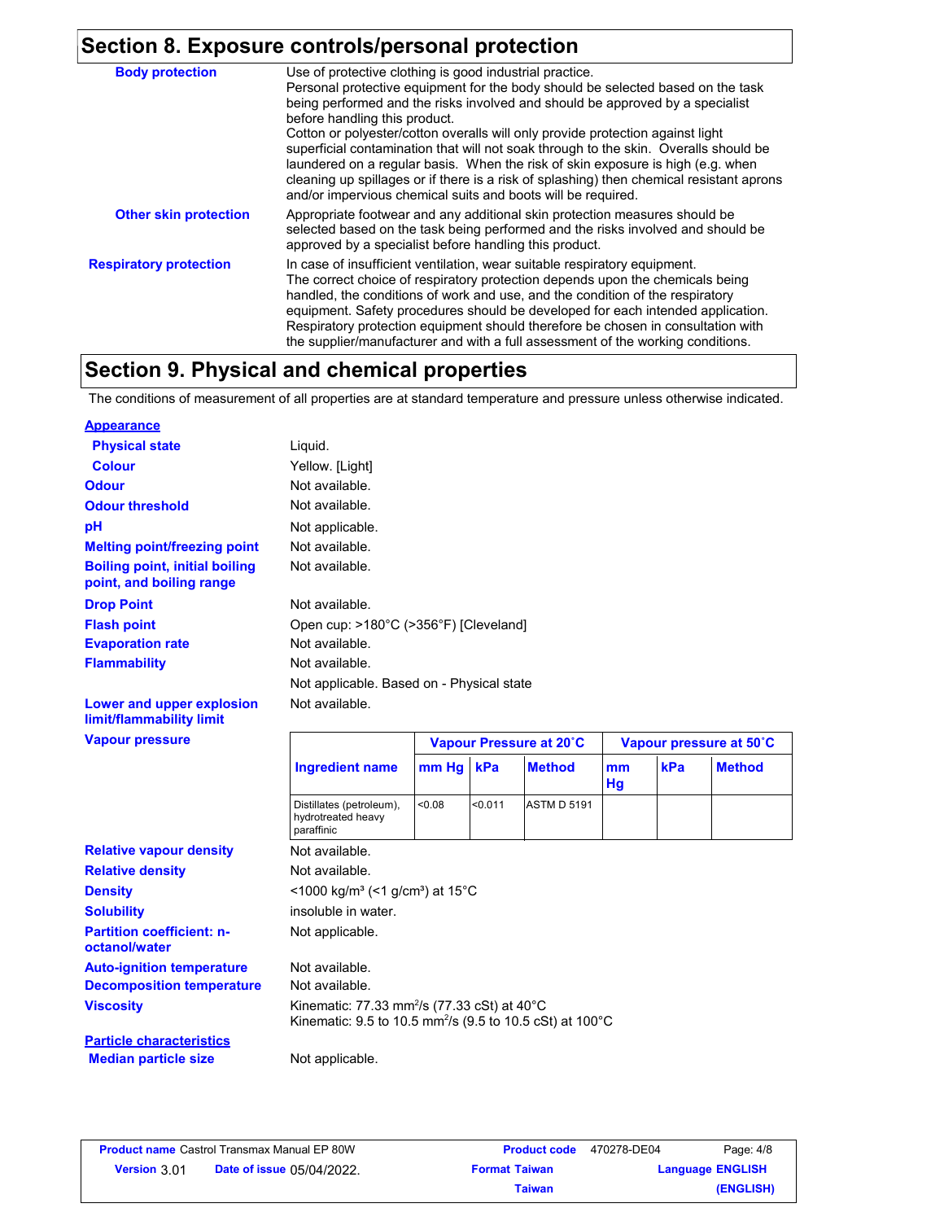## Section 8. Exposure controls/personal protection

**Body protection**

Use of protective clothing is good industrial practice.
Personal protective equipment for the body should be selected based on the task being performed and the risks involved and should be approved by a specialist before handling this product.
Cotton or polyester/cotton overalls will only provide protection against light superficial contamination that will not soak through to the skin. Overalls should be laundered on a regular basis. When the risk of skin exposure is high (e.g. when cleaning up spillages or if there is a risk of splashing) then chemical resistant aprons and/or impervious chemical suits and boots will be required.

**Other skin protection**

Appropriate footwear and any additional skin protection measures should be selected based on the task being performed and the risks involved and should be approved by a specialist before handling this product.

**Respiratory protection**

In case of insufficient ventilation, wear suitable respiratory equipment.
The correct choice of respiratory protection depends upon the chemicals being handled, the conditions of work and use, and the condition of the respiratory equipment. Safety procedures should be developed for each intended application. Respiratory protection equipment should therefore be chosen in consultation with the supplier/manufacturer and with a full assessment of the working conditions.

## Section 9. Physical and chemical properties

The conditions of measurement of all properties are at standard temperature and pressure unless otherwise indicated.

**Appearance**

**Physical state**: Liquid.

**Colour**: Yellow. [Light]

**Odour**: Not available.

**Odour threshold**: Not available.

**pH**: Not applicable.

**Melting point/freezing point**: Not available.

**Boiling point, initial boiling point, and boiling range**: Not available.

**Drop Point**: Not available.

**Flash point**: Open cup: >180°C (>356°F) [Cleveland]

**Evaporation rate**: Not available.

**Flammability**: Not available.

Not applicable. Based on - Physical state

**Lower and upper explosion limit/flammability limit**: Not available.

**Vapour pressure**

| Ingredient name | Vapour Pressure at 20˚C | | | Vapour pressure at 50˚C | | |
|---|---|---|---|---|---|---|
| | mm Hg | kPa | Method | mm Hg | kPa | Method |
| Distillates (petroleum), hydrotreated heavy paraffinic | <0.08 | <0.011 | ASTM D 5191 | | | |

**Relative vapour density**: Not available.

**Relative density**: Not available.

**Density**: <1000 kg/m³ (<1 g/cm³) at 15°C

**Solubility**: insoluble in water.

**Partition coefficient: n-octanol/water**: Not applicable.

**Auto-ignition temperature**: Not available.

**Decomposition temperature**: Not available.

**Viscosity**: Kinematic: 77.33 mm²/s (77.33 cSt) at 40°C
Kinematic: 9.5 to 10.5 mm²/s (9.5 to 10.5 cSt) at 100°C

**Particle characteristics**

**Median particle size**: Not applicable.

| Product name Castrol Transmax Manual EP 80W | | Product code 470278-DE04 | Page: 4/8 |
|---|---|---|---|
| Version 3.01 | Date of issue 05/04/2022. | Format Taiwan Taiwan | Language ENGLISH (ENGLISH) |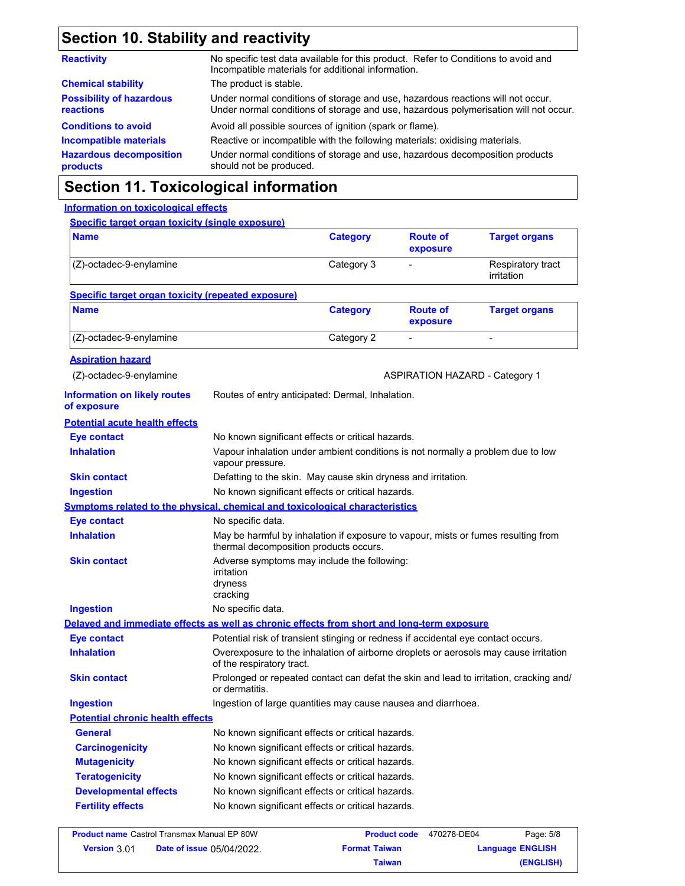## Section 10. Stability and reactivity

| | |
|---|---|
| **Reactivity** | No specific test data available for this product. Refer to Conditions to avoid and Incompatible materials for additional information. |
| **Chemical stability** | The product is stable. |
| **Possibility of hazardous reactions** | Under normal conditions of storage and use, hazardous reactions will not occur. Under normal conditions of storage and use, hazardous polymerisation will not occur. |
| **Conditions to avoid** | Avoid all possible sources of ignition (spark or flame). |
| **Incompatible materials** | Reactive or incompatible with the following materials: oxidising materials. |
| **Hazardous decomposition products** | Under normal conditions of storage and use, hazardous decomposition products should not be produced. |

## Section 11. Toxicological information

### Information on toxicological effects

#### Specific target organ toxicity (single exposure)

| Name | Category | Route of exposure | Target organs |
|---|---|---|---|
| (Z)-octadec-9-enylamine | Category 3 | - | Respiratory tract irritation |

#### Specific target organ toxicity (repeated exposure)

| Name | Category | Route of exposure | Target organs |
|---|---|---|---|
| (Z)-octadec-9-enylamine | Category 2 | - | - |

#### Aspiration hazard

| | |
|---|---|
| (Z)-octadec-9-enylamine | ASPIRATION HAZARD - Category 1 |

**Information on likely routes of exposure**: Routes of entry anticipated: Dermal, Inhalation.

#### Potential acute health effects

| | |
|---|---|
| **Eye contact** | No known significant effects or critical hazards. |
| **Inhalation** | Vapour inhalation under ambient conditions is not normally a problem due to low vapour pressure. |
| **Skin contact** | Defatting to the skin. May cause skin dryness and irritation. |
| **Ingestion** | No known significant effects or critical hazards. |

#### Symptoms related to the physical, chemical and toxicological characteristics

| | |
|---|---|
| **Eye contact** | No specific data. |
| **Inhalation** | May be harmful by inhalation if exposure to vapour, mists or fumes resulting from thermal decomposition products occurs. |
| **Skin contact** | Adverse symptoms may include the following:<br>irritation<br>dryness<br>cracking |
| **Ingestion** | No specific data. |

#### Delayed and immediate effects as well as chronic effects from short and long-term exposure

| | |
|---|---|
| **Eye contact** | Potential risk of transient stinging or redness if accidental eye contact occurs. |
| **Inhalation** | Overexposure to the inhalation of airborne droplets or aerosols may cause irritation of the respiratory tract. |
| **Skin contact** | Prolonged or repeated contact can defat the skin and lead to irritation, cracking and/or dermatitis. |
| **Ingestion** | Ingestion of large quantities may cause nausea and diarrhoea. |

#### Potential chronic health effects

| | |
|---|---|
| **General** | No known significant effects or critical hazards. |
| **Carcinogenicity** | No known significant effects or critical hazards. |
| **Mutagenicity** | No known significant effects or critical hazards. |
| **Teratogenicity** | No known significant effects or critical hazards. |
| **Developmental effects** | No known significant effects or critical hazards. |
| **Fertility effects** | No known significant effects or critical hazards. |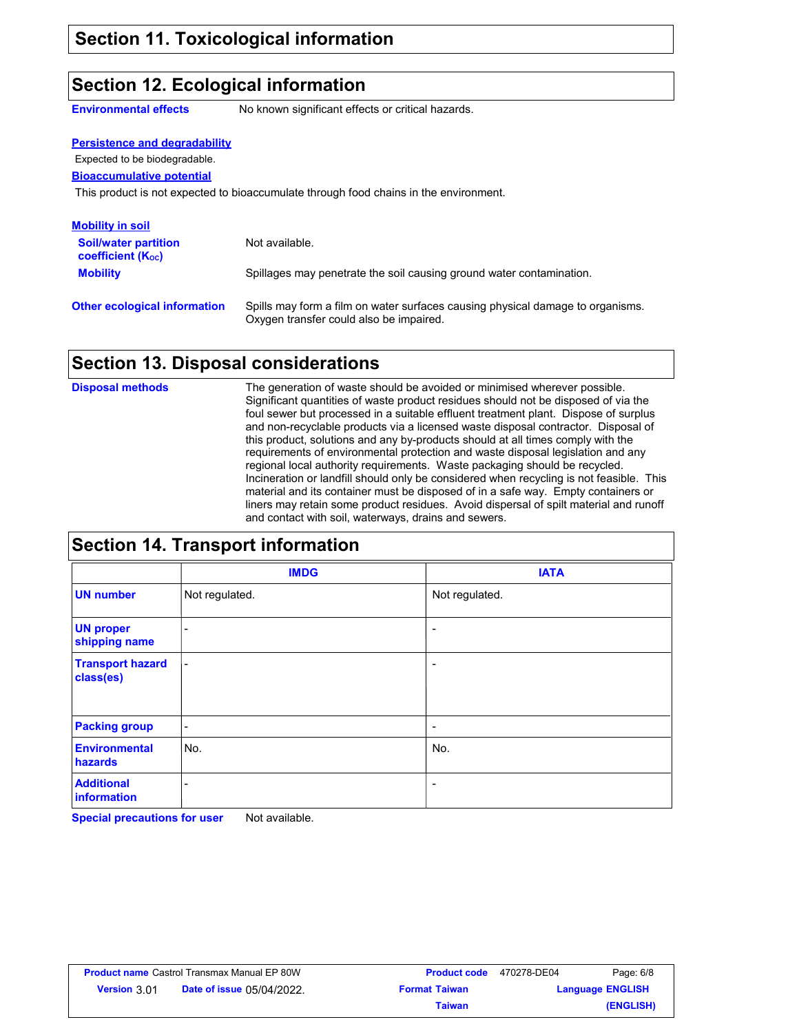## Section 11. Toxicological information

## Section 12. Ecological information

**Environmental effects** No known significant effects or critical hazards.

**Persistence and degradability**

Expected to be biodegradable.

**Bioaccumulative potential**

This product is not expected to bioaccumulate through food chains in the environment.

**Mobility in soil**

**Soil/water partition coefficient ($K_{OC}$)** Not available.

**Mobility** Spillages may penetrate the soil causing ground water contamination.

**Other ecological information** Spills may form a film on water surfaces causing physical damage to organisms. Oxygen transfer could also be impaired.

## Section 13. Disposal considerations

**Disposal methods** The generation of waste should be avoided or minimised wherever possible. Significant quantities of waste product residues should not be disposed of via the foul sewer but processed in a suitable effluent treatment plant. Dispose of surplus and non-recyclable products via a licensed waste disposal contractor. Disposal of this product, solutions and any by-products should at all times comply with the requirements of environmental protection and waste disposal legislation and any regional local authority requirements. Waste packaging should be recycled. Incineration or landfill should only be considered when recycling is not feasible. This material and its container must be disposed of in a safe way. Empty containers or liners may retain some product residues. Avoid dispersal of spilt material and runoff and contact with soil, waterways, drains and sewers.

## Section 14. Transport information

| | IMDG | IATA |
|---|---|---|
| **UN number** | Not regulated. | Not regulated. |
| **UN proper shipping name** | - | - |
| **Transport hazard class(es)** | - | - |
| **Packing group** | - | - |
| **Environmental hazards** | No. | No. |
| **Additional information** | - | - |

**Special precautions for user** Not available.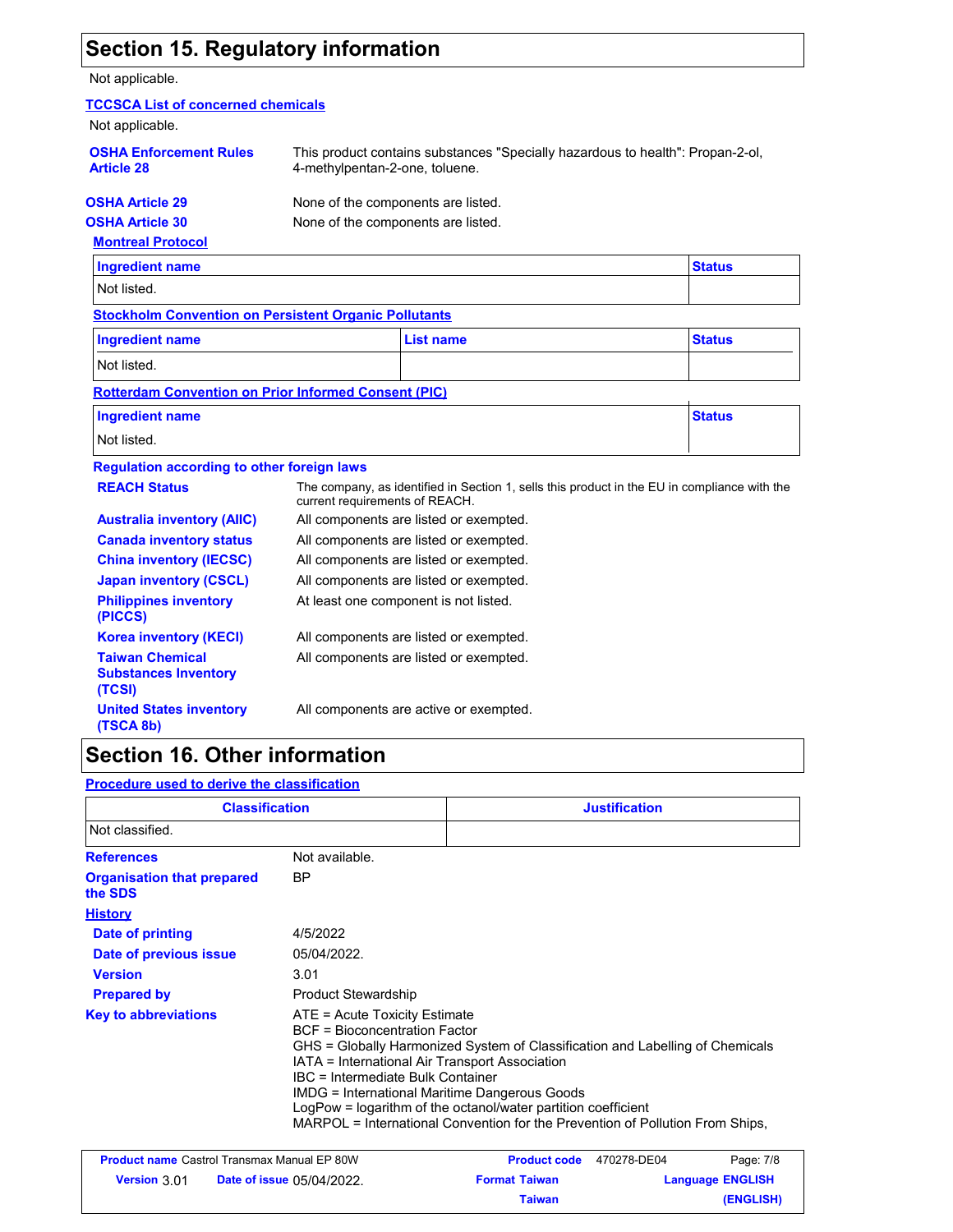## Section 15. Regulatory information

Not applicable.

**TCCSCA List of concerned chemicals**

Not applicable.

**OSHA Enforcement Rules Article 28** This product contains substances "Specially hazardous to health": Propan-2-ol, 4-methylpentan-2-one, toluene.

**OSHA Article 29** None of the components are listed.

**OSHA Article 30** None of the components are listed.

**Montreal Protocol**

| Ingredient name | Status |
|---|---|
| Not listed. | |

**Stockholm Convention on Persistent Organic Pollutants**

| Ingredient name | List name | Status |
|---|---|---|
| Not listed. | | |

**Rotterdam Convention on Prior Informed Consent (PIC)**

| Ingredient name | Status |
|---|---|
| Not listed. | |

**Regulation according to other foreign laws**

**REACH Status** The company, as identified in Section 1, sells this product in the EU in compliance with the current requirements of REACH.

**Australia inventory (AIIC)** All components are listed or exempted.

**Canada inventory status** All components are listed or exempted.

**China inventory (IECSC)** All components are listed or exempted.

**Japan inventory (CSCL)** All components are listed or exempted.

**Philippines inventory (PICCS)** At least one component is not listed.

**Korea inventory (KECI)** All components are listed or exempted.

**Taiwan Chemical Substances Inventory (TCSI)** All components are listed or exempted.

**United States inventory (TSCA 8b)** All components are active or exempted.

## Section 16. Other information

**Procedure used to derive the classification**

| Classification | Justification |
|---|---|
| Not classified. | |

**References** Not available.

**Organisation that prepared the SDS** BP

**History**

**Date of printing** 4/5/2022

**Date of previous issue** 05/04/2022.

**Version** 3.01

**Prepared by** Product Stewardship

**Key to abbreviations**

ATE = Acute Toxicity Estimate
BCF = Bioconcentration Factor
GHS = Globally Harmonized System of Classification and Labelling of Chemicals
IATA = International Air Transport Association
IBC = Intermediate Bulk Container
IMDG = International Maritime Dangerous Goods
LogPow = logarithm of the octanol/water partition coefficient
MARPOL = International Convention for the Prevention of Pollution From Ships,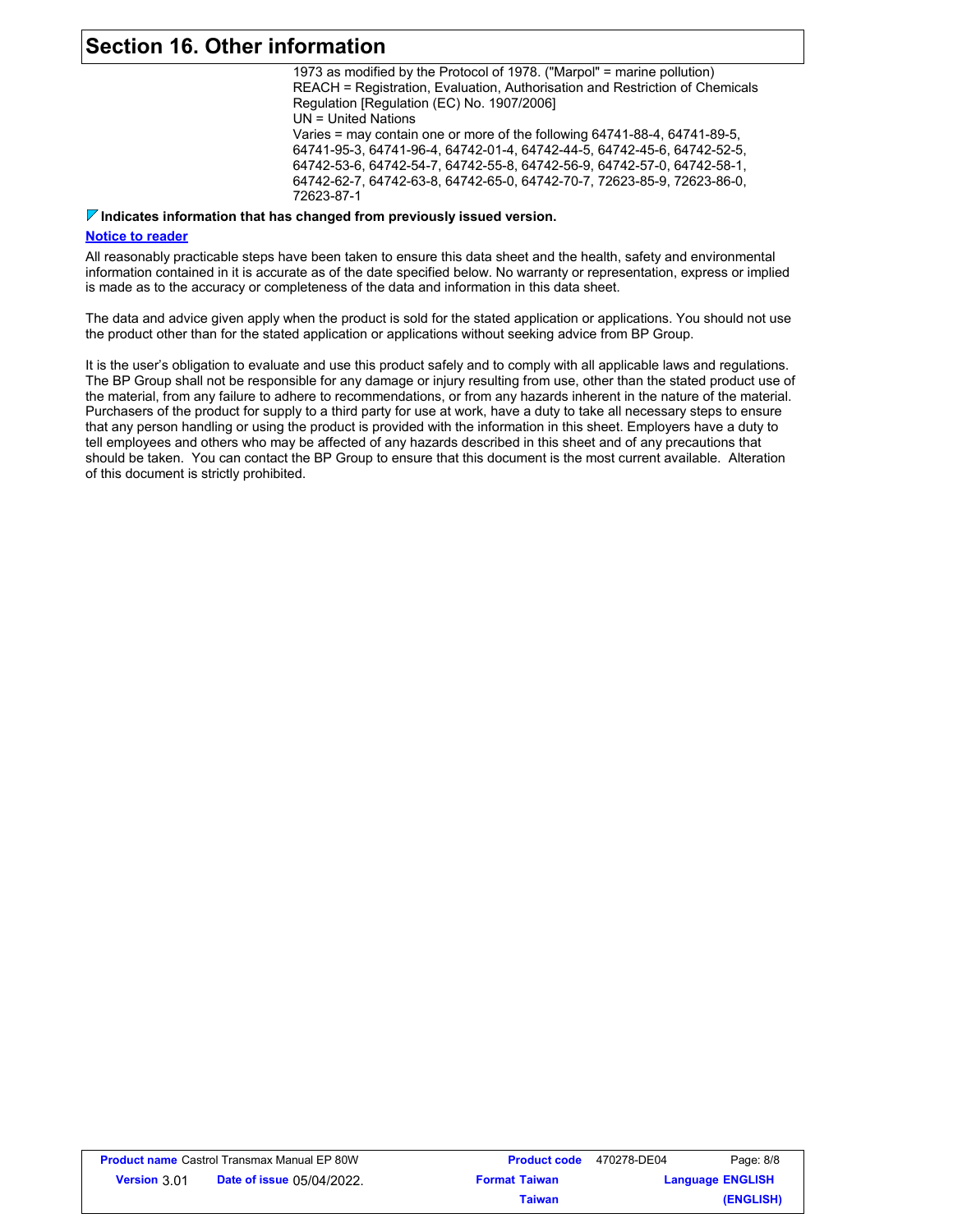## Section 16. Other information

1973 as modified by the Protocol of 1978. ("Marpol" = marine pollution)
REACH = Registration, Evaluation, Authorisation and Restriction of Chemicals Regulation [Regulation (EC) No. 1907/2006]
UN = United Nations
Varies = may contain one or more of the following 64741-88-4, 64741-89-5, 64741-95-3, 64741-96-4, 64742-01-4, 64742-44-5, 64742-45-6, 64742-52-5, 64742-53-6, 64742-54-7, 64742-55-8, 64742-56-9, 64742-57-0, 64742-58-1, 64742-62-7, 64742-63-8, 64742-65-0, 64742-70-7, 72623-85-9, 72623-86-0, 72623-87-1

**Indicates information that has changed from previously issued version.**

**Notice to reader**

All reasonably practicable steps have been taken to ensure this data sheet and the health, safety and environmental information contained in it is accurate as of the date specified below. No warranty or representation, express or implied is made as to the accuracy or completeness of the data and information in this data sheet.

The data and advice given apply when the product is sold for the stated application or applications. You should not use the product other than for the stated application or applications without seeking advice from BP Group.

It is the user's obligation to evaluate and use this product safely and to comply with all applicable laws and regulations. The BP Group shall not be responsible for any damage or injury resulting from use, other than the stated product use of the material, from any failure to adhere to recommendations, or from any hazards inherent in the nature of the material. Purchasers of the product for supply to a third party for use at work, have a duty to take all necessary steps to ensure that any person handling or using the product is provided with the information in this sheet. Employers have a duty to tell employees and others who may be affected of any hazards described in this sheet and of any precautions that should be taken. You can contact the BP Group to ensure that this document is the most current available. Alteration of this document is strictly prohibited.